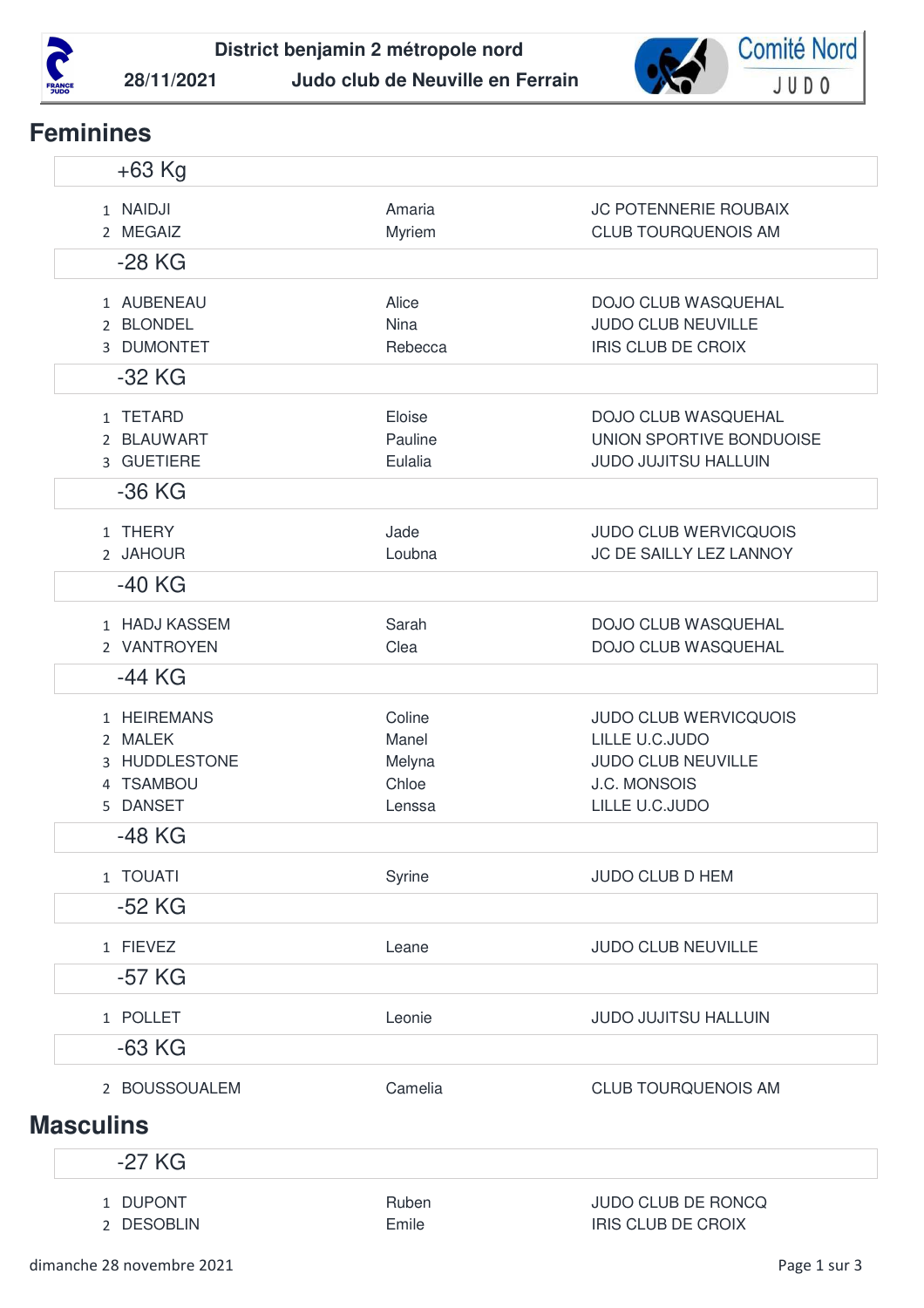**District benjamin 2 métropole nord**

**28/11/2021** **Judo club de Neuville en Ferrain**

Comité Nord JUDO

## Feminines

### +63 Kg

| | | | |
|---|---|---|---|
| 1 | NAIDJI | Amaria | JC POTENNERIE ROUBAIX |
| 2 | MEGAIZ | Myriem | CLUB TOURQUENOIS AM |

### -28 KG

| | | | |
|---|---|---|---|
| 1 | AUBENEAU | Alice | DOJO CLUB WASQUEHAL |
| 2 | BLONDEL | Nina | JUDO CLUB NEUVILLE |
| 3 | DUMONTET | Rebecca | IRIS CLUB DE CROIX |

### -32 KG

| | | | |
|---|---|---|---|
| 1 | TETARD | Eloise | DOJO CLUB WASQUEHAL |
| 2 | BLAUWART | Pauline | UNION SPORTIVE BONDUOISE |
| 3 | GUETIERE | Eulalia | JUDO JUJITSU HALLUIN |

### -36 KG

| | | | |
|---|---|---|---|
| 1 | THERY | Jade | JUDO CLUB WERVICQUOIS |
| 2 | JAHOUR | Loubna | JC DE SAILLY LEZ LANNOY |

### -40 KG

| | | | |
|---|---|---|---|
| 1 | HADJ KASSEM | Sarah | DOJO CLUB WASQUEHAL |
| 2 | VANTROYEN | Clea | DOJO CLUB WASQUEHAL |

### -44 KG

| | | | |
|---|---|---|---|
| 1 | HEIREMANS | Coline | JUDO CLUB WERVICQUOIS |
| 2 | MALEK | Manel | LILLE U.C.JUDO |
| 3 | HUDDLESTONE | Melyna | JUDO CLUB NEUVILLE |
| 4 | TSAMBOU | Chloe | J.C. MONSOIS |
| 5 | DANSET | Lenssa | LILLE U.C.JUDO |

### -48 KG

| | | | |
|---|---|---|---|
| 1 | TOUATI | Syrine | JUDO CLUB D HEM |

### -52 KG

| | | | |
|---|---|---|---|
| 1 | FIEVEZ | Leane | JUDO CLUB NEUVILLE |

### -57 KG

| | | | |
|---|---|---|---|
| 1 | POLLET | Leonie | JUDO JUJITSU HALLUIN |

### -63 KG

| | | | |
|---|---|---|---|
| 2 | BOUSSOUALEM | Camelia | CLUB TOURQUENOIS AM |

## Masculins

### -27 KG

| | | | |
|---|---|---|---|
| 1 | DUPONT | Ruben | JUDO CLUB DE RONCQ |
| 2 | DESOBLIN | Emile | IRIS CLUB DE CROIX |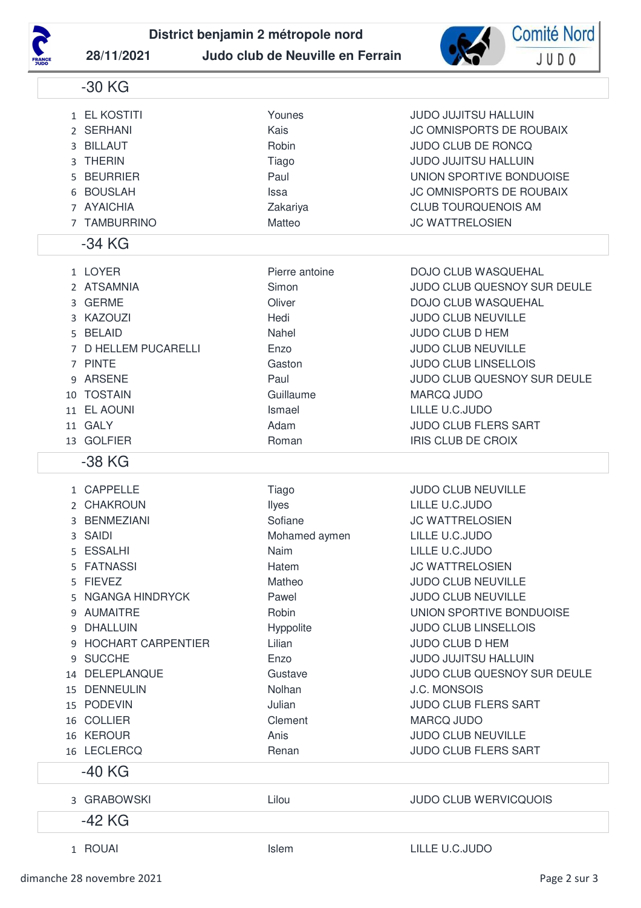**District benjamin 2 métropole nord**

**28/11/2021** **Judo club de Neuville en Ferrain**

## -30 KG

| | | | |
|---|---|---|---|
| 1 | EL KOSTITI | Younes | JUDO JUJITSU HALLUIN |
| 2 | SERHANI | Kais | JC OMNISPORTS DE ROUBAIX |
| 3 | BILLAUT | Robin | JUDO CLUB DE RONCQ |
| 3 | THERIN | Tiago | JUDO JUJITSU HALLUIN |
| 5 | BEURRIER | Paul | UNION SPORTIVE BONDUOISE |
| 6 | BOUSLAH | Issa | JC OMNISPORTS DE ROUBAIX |
| 7 | AYAICHIA | Zakariya | CLUB TOURQUENOIS AM |
| 7 | TAMBURRINO | Matteo | JC WATTRELOSIEN |

## -34 KG

| | | | |
|---|---|---|---|
| 1 | LOYER | Pierre antoine | DOJO CLUB WASQUEHAL |
| 2 | ATSAMNIA | Simon | JUDO CLUB QUESNOY SUR DEULE |
| 3 | GERME | Oliver | DOJO CLUB WASQUEHAL |
| 3 | KAZOUZI | Hedi | JUDO CLUB NEUVILLE |
| 5 | BELAID | Nahel | JUDO CLUB D HEM |
| 7 | D HELLEM PUCARELLI | Enzo | JUDO CLUB NEUVILLE |
| 7 | PINTE | Gaston | JUDO CLUB LINSELLOIS |
| 9 | ARSENE | Paul | JUDO CLUB QUESNOY SUR DEULE |
| 10 | TOSTAIN | Guillaume | MARCQ JUDO |
| 11 | EL AOUNI | Ismael | LILLE U.C.JUDO |
| 11 | GALY | Adam | JUDO CLUB FLERS SART |
| 13 | GOLFIER | Roman | IRIS CLUB DE CROIX |

## -38 KG

| | | | |
|---|---|---|---|
| 1 | CAPPELLE | Tiago | JUDO CLUB NEUVILLE |
| 2 | CHAKROUN | Ilyes | LILLE U.C.JUDO |
| 3 | BENMEZIANI | Sofiane | JC WATTRELOSIEN |
| 3 | SAIDI | Mohamed aymen | LILLE U.C.JUDO |
| 5 | ESSALHI | Naim | LILLE U.C.JUDO |
| 5 | FATNASSI | Hatem | JC WATTRELOSIEN |
| 5 | FIEVEZ | Matheo | JUDO CLUB NEUVILLE |
| 5 | NGANGA HINDRYCK | Pawel | JUDO CLUB NEUVILLE |
| 9 | AUMAITRE | Robin | UNION SPORTIVE BONDUOISE |
| 9 | DHALLUIN | Hyppolite | JUDO CLUB LINSELLOIS |
| 9 | HOCHART CARPENTIER | Lilian | JUDO CLUB D HEM |
| 9 | SUCCHE | Enzo | JUDO JUJITSU HALLUIN |
| 14 | DELEPLANQUE | Gustave | JUDO CLUB QUESNOY SUR DEULE |
| 15 | DENNEULIN | Nolhan | J.C. MONSOIS |
| 15 | PODEVIN | Julian | JUDO CLUB FLERS SART |
| 16 | COLLIER | Clement | MARCQ JUDO |
| 16 | KEROUR | Anis | JUDO CLUB NEUVILLE |
| 16 | LECLERCQ | Renan | JUDO CLUB FLERS SART |

## -40 KG

| | | | |
|---|---|---|---|
| 3 | GRABOWSKI | Lilou | JUDO CLUB WERVICQUOIS |

## -42 KG

| | | | |
|---|---|---|---|
| 1 | ROUAI | Islem | LILLE U.C.JUDO |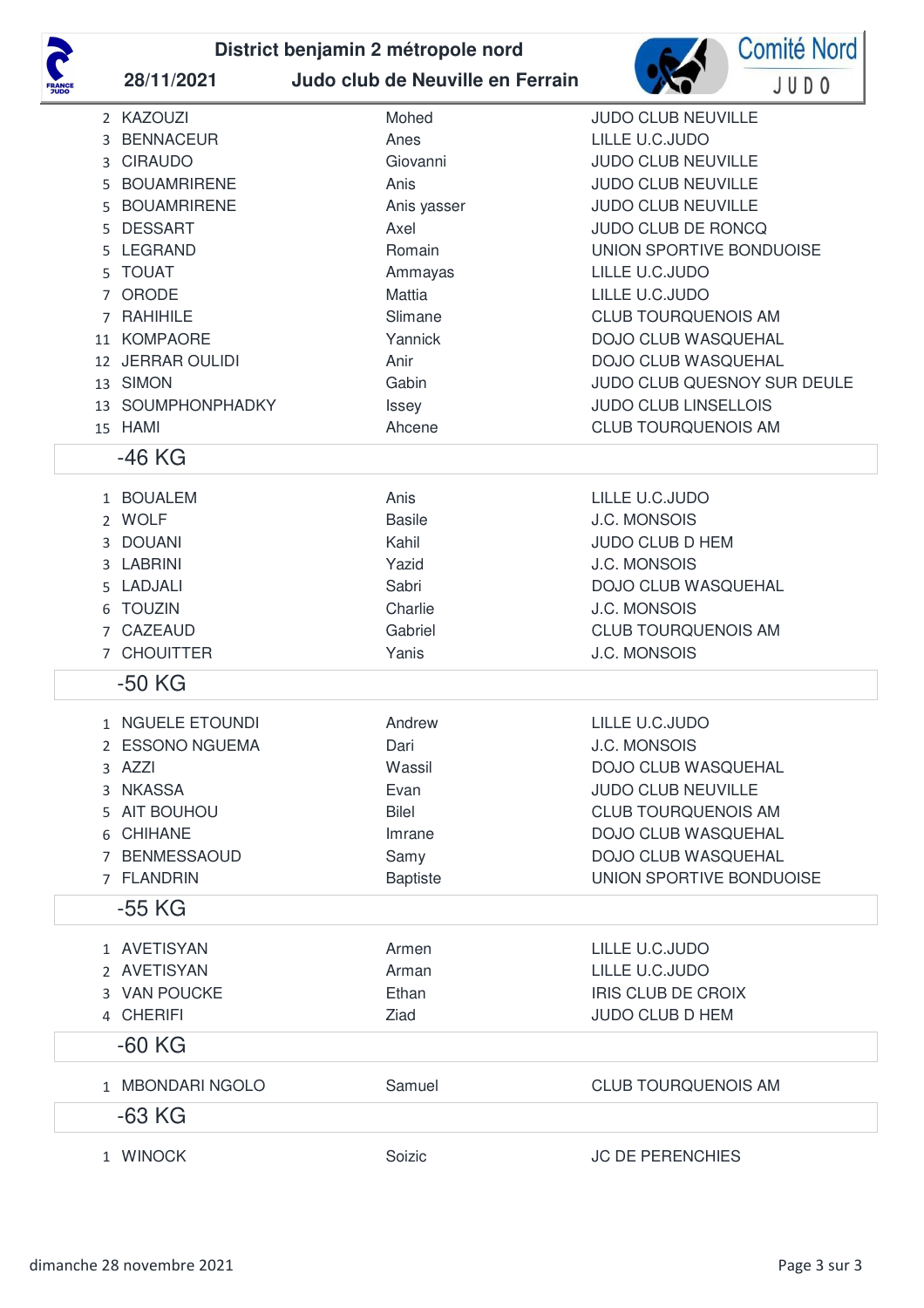**District benjamin 2 métropole nord**

**28/11/2021** **Judo club de Neuville en Ferrain**

| | | | |
|---|---|---|---|
| 2 | KAZOUZI | Mohed | JUDO CLUB NEUVILLE |
| 3 | BENNACEUR | Anes | LILLE U.C.JUDO |
| 3 | CIRAUDO | Giovanni | JUDO CLUB NEUVILLE |
| 5 | BOUAMRIRENE | Anis | JUDO CLUB NEUVILLE |
| 5 | BOUAMRIRENE | Anis yasser | JUDO CLUB NEUVILLE |
| 5 | DESSART | Axel | JUDO CLUB DE RONCQ |
| 5 | LEGRAND | Romain | UNION SPORTIVE BONDUOISE |
| 5 | TOUAT | Ammayas | LILLE U.C.JUDO |
| 7 | ORODE | Mattia | LILLE U.C.JUDO |
| 7 | RAHIHILE | Slimane | CLUB TOURQUENOIS AM |
| 11 | KOMPAORE | Yannick | DOJO CLUB WASQUEHAL |
| 12 | JERRAR OULIDI | Anir | DOJO CLUB WASQUEHAL |
| 13 | SIMON | Gabin | JUDO CLUB QUESNOY SUR DEULE |
| 13 | SOUMPHONPHADKY | Issey | JUDO CLUB LINSELLOIS |
| 15 | HAMI | Ahcene | CLUB TOURQUENOIS AM |

## -46 KG

| | | | |
|---|---|---|---|
| 1 | BOUALEM | Anis | LILLE U.C.JUDO |
| 2 | WOLF | Basile | J.C. MONSOIS |
| 3 | DOUANI | Kahil | JUDO CLUB D HEM |
| 3 | LABRINI | Yazid | J.C. MONSOIS |
| 5 | LADJALI | Sabri | DOJO CLUB WASQUEHAL |
| 6 | TOUZIN | Charlie | J.C. MONSOIS |
| 7 | CAZEAUD | Gabriel | CLUB TOURQUENOIS AM |
| 7 | CHOUITTER | Yanis | J.C. MONSOIS |

## -50 KG

| | | | |
|---|---|---|---|
| 1 | NGUELE ETOUNDI | Andrew | LILLE U.C.JUDO |
| 2 | ESSONO NGUEMA | Dari | J.C. MONSOIS |
| 3 | AZZI | Wassil | DOJO CLUB WASQUEHAL |
| 3 | NKASSA | Evan | JUDO CLUB NEUVILLE |
| 5 | AIT BOUHOU | Bilel | CLUB TOURQUENOIS AM |
| 6 | CHIHANE | Imrane | DOJO CLUB WASQUEHAL |
| 7 | BENMESSAOUD | Samy | DOJO CLUB WASQUEHAL |
| 7 | FLANDRIN | Baptiste | UNION SPORTIVE BONDUOISE |

## -55 KG

| | | | |
|---|---|---|---|
| 1 | AVETISYAN | Armen | LILLE U.C.JUDO |
| 2 | AVETISYAN | Arman | LILLE U.C.JUDO |
| 3 | VAN POUCKE | Ethan | IRIS CLUB DE CROIX |
| 4 | CHERIFI | Ziad | JUDO CLUB D HEM |

## -60 KG

| | | | |
|---|---|---|---|
| 1 | MBONDARI NGOLO | Samuel | CLUB TOURQUENOIS AM |

## -63 KG

| | | | |
|---|---|---|---|
| 1 | WINOCK | Soizic | JC DE PERENCHIES |

dimanche 28 novembre 2021